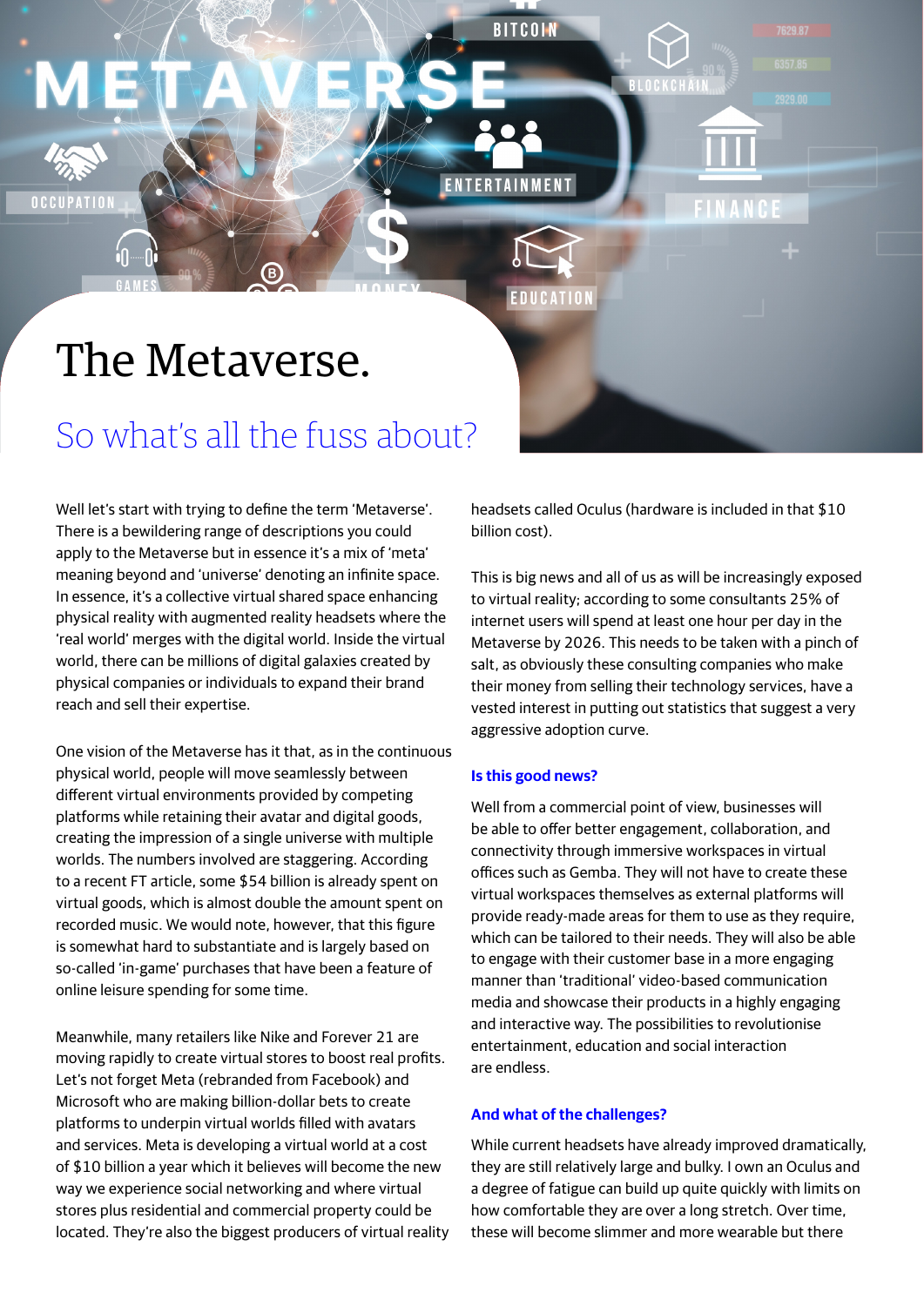# The Metaverse.

## So what's all the fuss about?

Well let's start with trying to define the term 'Metaverse'. There is a bewildering range of descriptions you could apply to the Metaverse but in essence it's a mix of 'meta' meaning beyond and 'universe' denoting an infinite space. In essence, it's a collective virtual shared space enhancing physical reality with augmented reality headsets where the 'real world' merges with the digital world. Inside the virtual world, there can be millions of digital galaxies created by physical companies or individuals to expand their brand reach and sell their expertise.

One vision of the Metaverse has it that, as in the continuous physical world, people will move seamlessly between different virtual environments provided by competing platforms while retaining their avatar and digital goods, creating the impression of a single universe with multiple worlds. The numbers involved are staggering. According to a recent FT article, some $54 billion is already spent on virtual goods, which is almost double the amount spent on recorded music. We would note, however, that this figure is somewhat hard to substantiate and is largely based on so-called 'in-game' purchases that have been a feature of online leisure spending for some time.

Meanwhile, many retailers like Nike and Forever 21 are moving rapidly to create virtual stores to boost real profits. Let's not forget Meta (rebranded from Facebook) and Microsoft who are making billion-dollar bets to create platforms to underpin virtual worlds filled with avatars and services. Meta is developing a virtual world at a cost of $10 billion a year which it believes will become the new way we experience social networking and where virtual stores plus residential and commercial property could be located. They're also the biggest producers of virtual reality headsets called Oculus (hardware is included in that $10 billion cost).

This is big news and all of us as will be increasingly exposed to virtual reality; according to some consultants 25% of internet users will spend at least one hour per day in the Metaverse by 2026. This needs to be taken with a pinch of salt, as obviously these consulting companies who make their money from selling their technology services, have a vested interest in putting out statistics that suggest a very aggressive adoption curve.

### Is this good news?

Well from a commercial point of view, businesses will be able to offer better engagement, collaboration, and connectivity through immersive workspaces in virtual offices such as Gemba. They will not have to create these virtual workspaces themselves as external platforms will provide ready-made areas for them to use as they require, which can be tailored to their needs. They will also be able to engage with their customer base in a more engaging manner than 'traditional' video-based communication media and showcase their products in a highly engaging and interactive way. The possibilities to revolutionise entertainment, education and social interaction are endless.

### And what of the challenges?

While current headsets have already improved dramatically, they are still relatively large and bulky. I own an Oculus and a degree of fatigue can build up quite quickly with limits on how comfortable they are over a long stretch. Over time, these will become slimmer and more wearable but there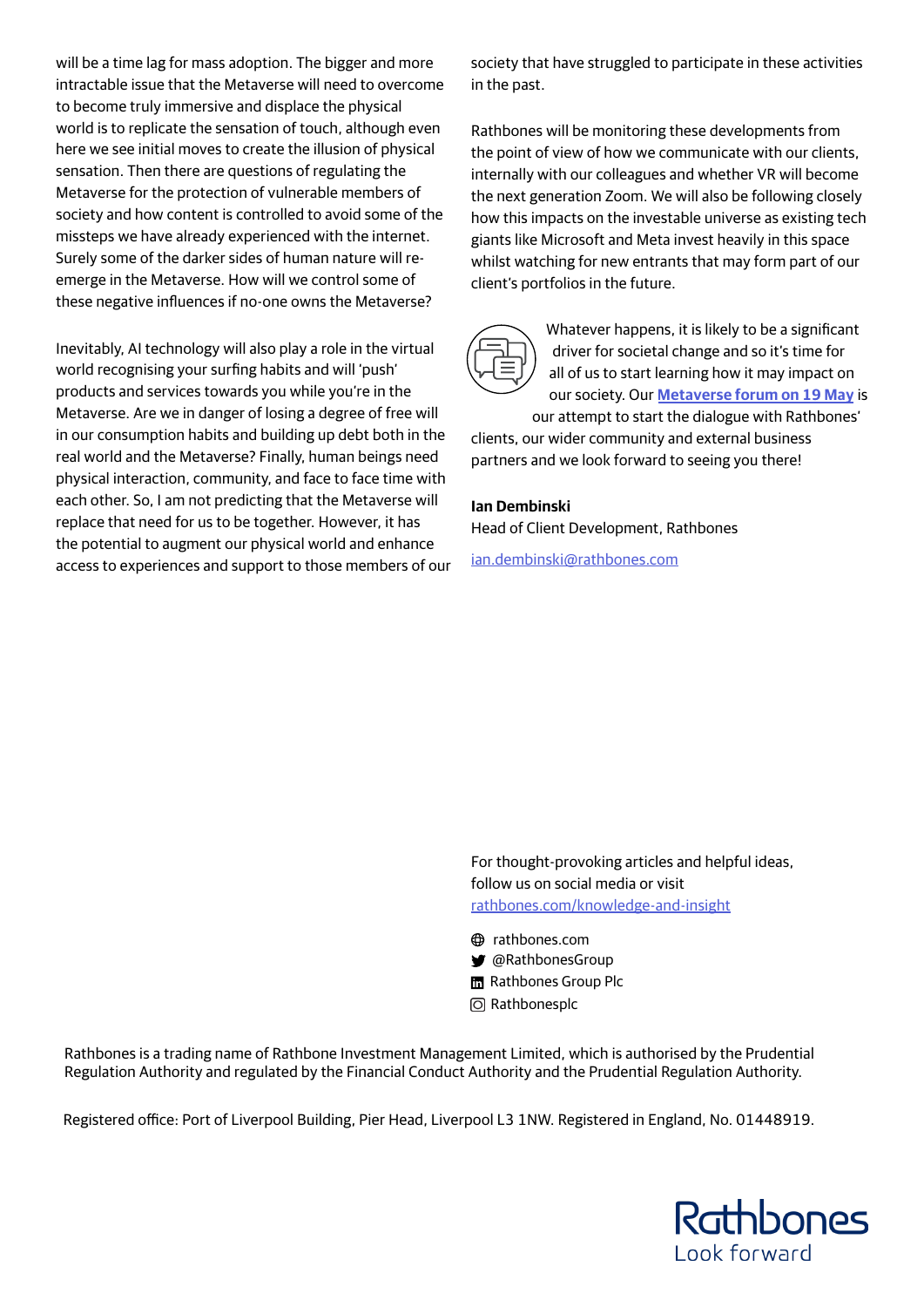will be a time lag for mass adoption. The bigger and more intractable issue that the Metaverse will need to overcome to become truly immersive and displace the physical world is to replicate the sensation of touch, although even here we see initial moves to create the illusion of physical sensation. Then there are questions of regulating the Metaverse for the protection of vulnerable members of society and how content is controlled to avoid some of the missteps we have already experienced with the internet. Surely some of the darker sides of human nature will re-emerge in the Metaverse. How will we control some of these negative influences if no-one owns the Metaverse?

Inevitably, AI technology will also play a role in the virtual world recognising your surfing habits and will 'push' products and services towards you while you're in the Metaverse. Are we in danger of losing a degree of free will in our consumption habits and building up debt both in the real world and the Metaverse? Finally, human beings need physical interaction, community, and face to face time with each other. So, I am not predicting that the Metaverse will replace that need for us to be together. However, it has the potential to augment our physical world and enhance access to experiences and support to those members of our society that have struggled to participate in these activities in the past.

Rathbones will be monitoring these developments from the point of view of how we communicate with our clients, internally with our colleagues and whether VR will become the next generation Zoom. We will also be following closely how this impacts on the investable universe as existing tech giants like Microsoft and Meta invest heavily in this space whilst watching for new entrants that may form part of our client's portfolios in the future.

Whatever happens, it is likely to be a significant driver for societal change and so it's time for all of us to start learning how it may impact on our society. Our **Metaverse forum on 19 May** is our attempt to start the dialogue with Rathbones' clients, our wider community and external business partners and we look forward to seeing you there!

**Ian Dembinski**
Head of Client Development, Rathbones

ian.dembinski@rathbones.com

For thought-provoking articles and helpful ideas, follow us on social media or visit rathbones.com/knowledge-and-insight

rathbones.com
@RathbonesGroup
Rathbones Group Plc
Rathbonesplc

Rathbones is a trading name of Rathbone Investment Management Limited, which is authorised by the Prudential Regulation Authority and regulated by the Financial Conduct Authority and the Prudential Regulation Authority.

Registered office: Port of Liverpool Building, Pier Head, Liverpool L3 1NW. Registered in England, No. 01448919.

Rathbones
Look forward